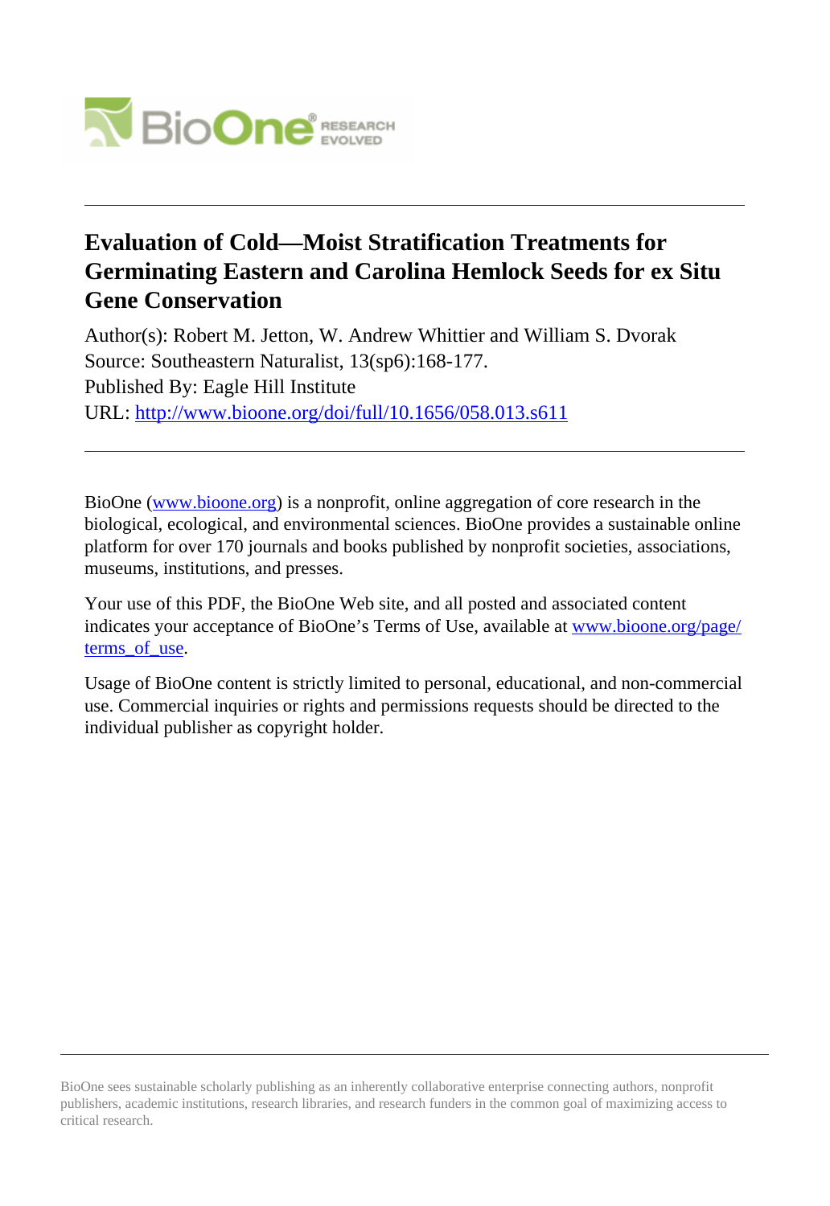# Evaluation of Cold—Moist Stratification Treatments for Germinating Eastern and Carolina Hemlock Seeds for ex Situ Gene Conservation

Author(s): Robert M. Jetton, W. Andrew Whittier and William S. Dvorak
Source: Southeastern Naturalist, 13(sp6):168-177.
Published By: Eagle Hill Institute
URL: http://www.bioone.org/doi/full/10.1656/058.013.s611

---

BioOne (www.bioone.org) is a nonprofit, online aggregation of core research in the biological, ecological, and environmental sciences. BioOne provides a sustainable online platform for over 170 journals and books published by nonprofit societies, associations, museums, institutions, and presses.

Your use of this PDF, the BioOne Web site, and all posted and associated content indicates your acceptance of BioOne's Terms of Use, available at www.bioone.org/page/terms_of_use.

Usage of BioOne content is strictly limited to personal, educational, and non-commercial use. Commercial inquiries or rights and permissions requests should be directed to the individual publisher as copyright holder.

---

BioOne sees sustainable scholarly publishing as an inherently collaborative enterprise connecting authors, nonprofit publishers, academic institutions, research libraries, and research funders in the common goal of maximizing access to critical research.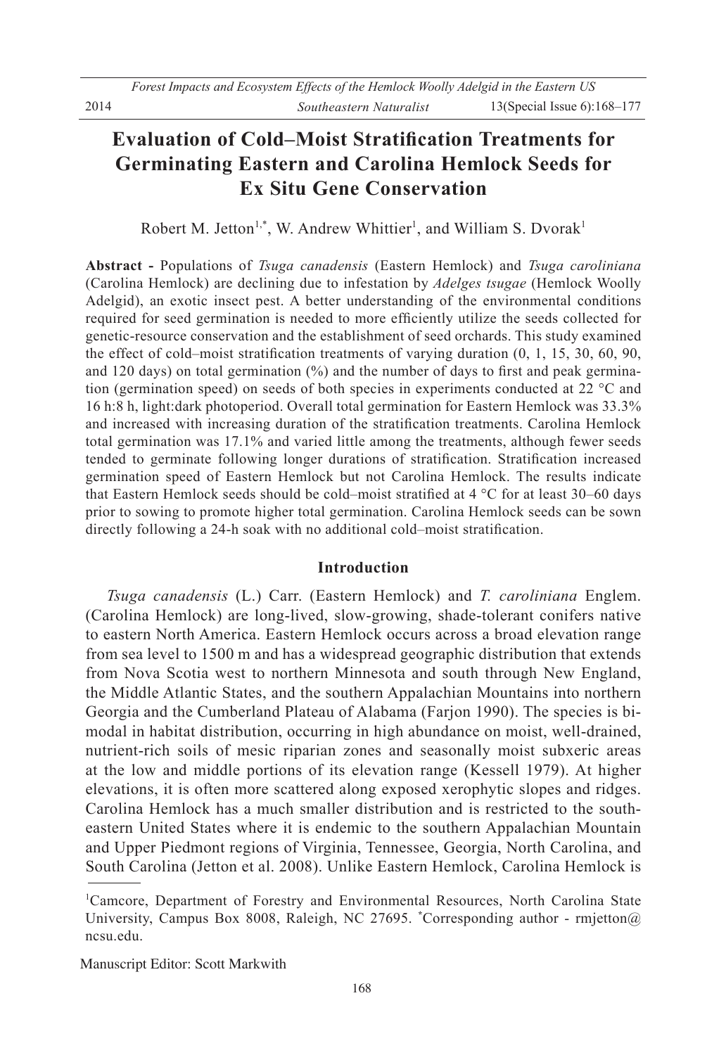# Evaluation of Cold–Moist Stratification Treatments for Germinating Eastern and Carolina Hemlock Seeds for Ex Situ Gene Conservation

Robert M. Jetton[1,*], W. Andrew Whittier[1], and William S. Dvorak[1]

**Abstract -** Populations of *Tsuga canadensis* (Eastern Hemlock) and *Tsuga caroliniana* (Carolina Hemlock) are declining due to infestation by *Adelges tsugae* (Hemlock Woolly Adelgid), an exotic insect pest. A better understanding of the environmental conditions required for seed germination is needed to more efficiently utilize the seeds collected for genetic-resource conservation and the establishment of seed orchards. This study examined the effect of cold–moist stratification treatments of varying duration (0, 1, 15, 30, 60, 90, and 120 days) on total germination (%) and the number of days to first and peak germination (germination speed) on seeds of both species in experiments conducted at 22 °C and 16 h:8 h, light:dark photoperiod. Overall total germination for Eastern Hemlock was 33.3% and increased with increasing duration of the stratification treatments. Carolina Hemlock total germination was 17.1% and varied little among the treatments, although fewer seeds tended to germinate following longer durations of stratification. Stratification increased germination speed of Eastern Hemlock but not Carolina Hemlock. The results indicate that Eastern Hemlock seeds should be cold–moist stratified at 4 °C for at least 30–60 days prior to sowing to promote higher total germination. Carolina Hemlock seeds can be sown directly following a 24-h soak with no additional cold–moist stratification.

## Introduction

*Tsuga canadensis* (L.) Carr. (Eastern Hemlock) and *T. caroliniana* Englem. (Carolina Hemlock) are long-lived, slow-growing, shade-tolerant conifers native to eastern North America. Eastern Hemlock occurs across a broad elevation range from sea level to 1500 m and has a widespread geographic distribution that extends from Nova Scotia west to northern Minnesota and south through New England, the Middle Atlantic States, and the southern Appalachian Mountains into northern Georgia and the Cumberland Plateau of Alabama (Farjon 1990). The species is bimodal in habitat distribution, occurring in high abundance on moist, well-drained, nutrient-rich soils of mesic riparian zones and seasonally moist subxeric areas at the low and middle portions of its elevation range (Kessell 1979). At higher elevations, it is often more scattered along exposed xerophytic slopes and ridges. Carolina Hemlock has a much smaller distribution and is restricted to the southeastern United States where it is endemic to the southern Appalachian Mountain and Upper Piedmont regions of Virginia, Tennessee, Georgia, North Carolina, and South Carolina (Jetton et al. 2008). Unlike Eastern Hemlock, Carolina Hemlock is

[1]Camcore, Department of Forestry and Environmental Resources, North Carolina State University, Campus Box 8008, Raleigh, NC 27695. [*]Corresponding author - rmjetton@ncsu.edu.

Manuscript Editor: Scott Markwith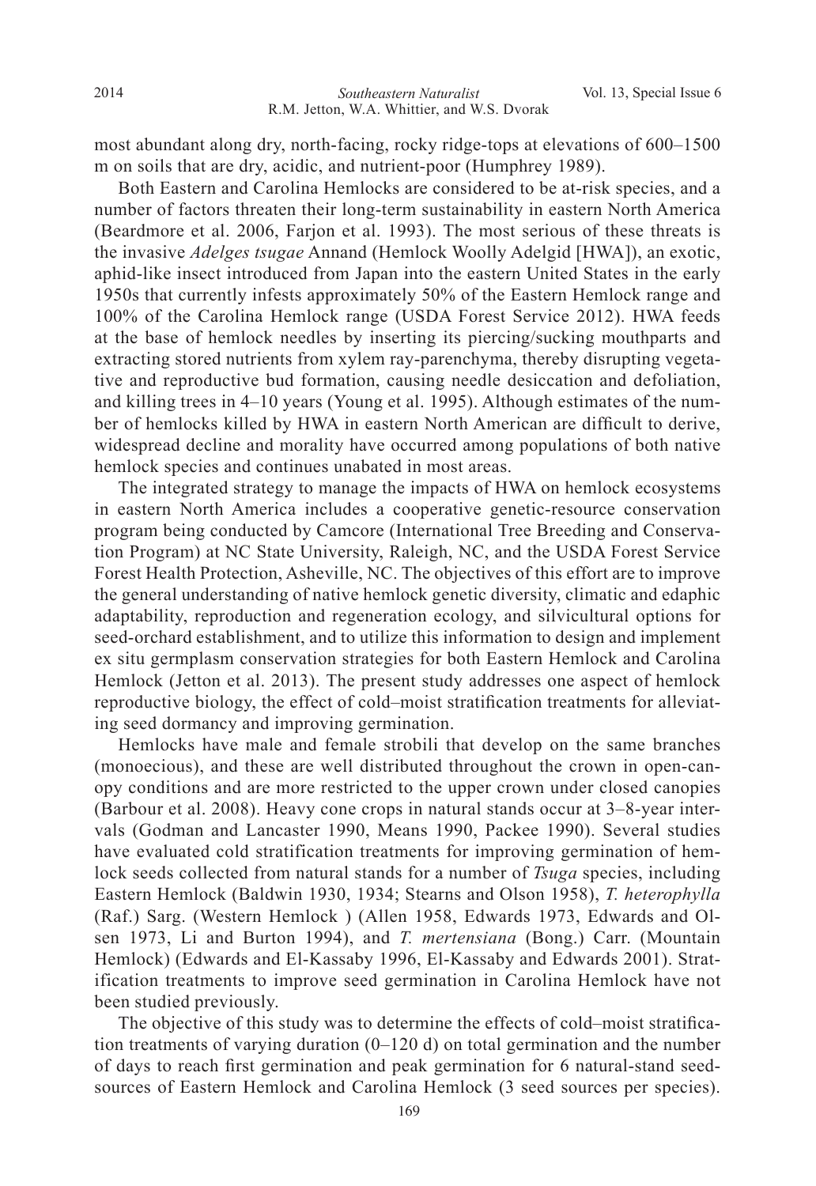most abundant along dry, north-facing, rocky ridge-tops at elevations of 600–1500 m on soils that are dry, acidic, and nutrient-poor (Humphrey 1989).

Both Eastern and Carolina Hemlocks are considered to be at-risk species, and a number of factors threaten their long-term sustainability in eastern North America (Beardmore et al. 2006, Farjon et al. 1993). The most serious of these threats is the invasive *Adelges tsugae* Annand (Hemlock Woolly Adelgid [HWA]), an exotic, aphid-like insect introduced from Japan into the eastern United States in the early 1950s that currently infests approximately 50% of the Eastern Hemlock range and 100% of the Carolina Hemlock range (USDA Forest Service 2012). HWA feeds at the base of hemlock needles by inserting its piercing/sucking mouthparts and extracting stored nutrients from xylem ray-parenchyma, thereby disrupting vegetative and reproductive bud formation, causing needle desiccation and defoliation, and killing trees in 4–10 years (Young et al. 1995). Although estimates of the number of hemlocks killed by HWA in eastern North American are difficult to derive, widespread decline and morality have occurred among populations of both native hemlock species and continues unabated in most areas.

The integrated strategy to manage the impacts of HWA on hemlock ecosystems in eastern North America includes a cooperative genetic-resource conservation program being conducted by Camcore (International Tree Breeding and Conservation Program) at NC State University, Raleigh, NC, and the USDA Forest Service Forest Health Protection, Asheville, NC. The objectives of this effort are to improve the general understanding of native hemlock genetic diversity, climatic and edaphic adaptability, reproduction and regeneration ecology, and silvicultural options for seed-orchard establishment, and to utilize this information to design and implement ex situ germplasm conservation strategies for both Eastern Hemlock and Carolina Hemlock (Jetton et al. 2013). The present study addresses one aspect of hemlock reproductive biology, the effect of cold–moist stratification treatments for alleviating seed dormancy and improving germination.

Hemlocks have male and female strobili that develop on the same branches (monoecious), and these are well distributed throughout the crown in open-canopy conditions and are more restricted to the upper crown under closed canopies (Barbour et al. 2008). Heavy cone crops in natural stands occur at 3–8-year intervals (Godman and Lancaster 1990, Means 1990, Packee 1990). Several studies have evaluated cold stratification treatments for improving germination of hemlock seeds collected from natural stands for a number of *Tsuga* species, including Eastern Hemlock (Baldwin 1930, 1934; Stearns and Olson 1958), *T. heterophylla* (Raf.) Sarg. (Western Hemlock ) (Allen 1958, Edwards 1973, Edwards and Olsen 1973, Li and Burton 1994), and *T. mertensiana* (Bong.) Carr. (Mountain Hemlock) (Edwards and El-Kassaby 1996, El-Kassaby and Edwards 2001). Stratification treatments to improve seed germination in Carolina Hemlock have not been studied previously.

The objective of this study was to determine the effects of cold–moist stratification treatments of varying duration (0–120 d) on total germination and the number of days to reach first germination and peak germination for 6 natural-stand seed-sources of Eastern Hemlock and Carolina Hemlock (3 seed sources per species).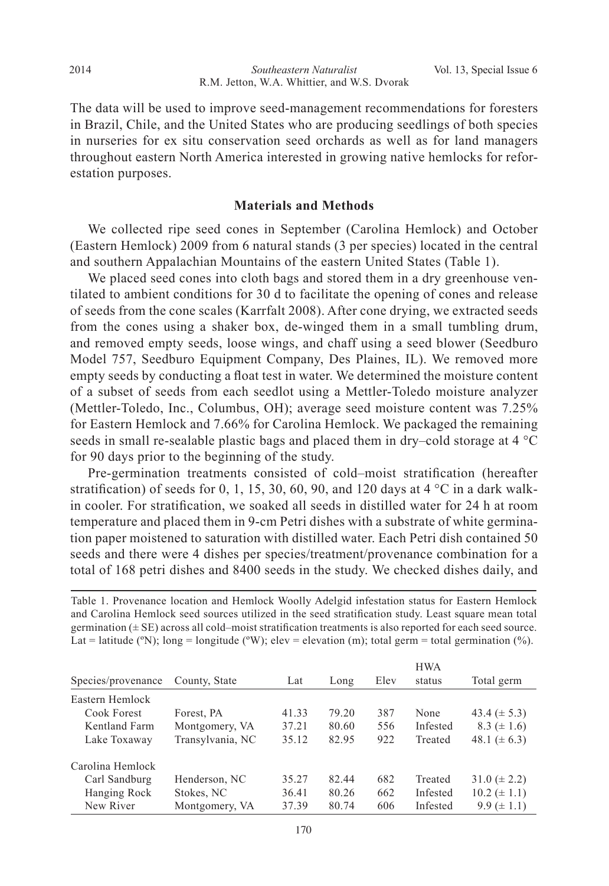The data will be used to improve seed-management recommendations for foresters in Brazil, Chile, and the United States who are producing seedlings of both species in nurseries for ex situ conservation seed orchards as well as for land managers throughout eastern North America interested in growing native hemlocks for reforestation purposes.

## Materials and Methods

We collected ripe seed cones in September (Carolina Hemlock) and October (Eastern Hemlock) 2009 from 6 natural stands (3 per species) located in the central and southern Appalachian Mountains of the eastern United States (Table 1).

We placed seed cones into cloth bags and stored them in a dry greenhouse ventilated to ambient conditions for 30 d to facilitate the opening of cones and release of seeds from the cone scales (Karrfalt 2008). After cone drying, we extracted seeds from the cones using a shaker box, de-winged them in a small tumbling drum, and removed empty seeds, loose wings, and chaff using a seed blower (Seedburo Model 757, Seedburo Equipment Company, Des Plaines, IL). We removed more empty seeds by conducting a float test in water. We determined the moisture content of a subset of seeds from each seedlot using a Mettler-Toledo moisture analyzer (Mettler-Toledo, Inc., Columbus, OH); average seed moisture content was 7.25% for Eastern Hemlock and 7.66% for Carolina Hemlock. We packaged the remaining seeds in small re-sealable plastic bags and placed them in dry–cold storage at 4 °C for 90 days prior to the beginning of the study.

Pre-germination treatments consisted of cold–moist stratification (hereafter stratification) of seeds for 0, 1, 15, 30, 60, 90, and 120 days at 4 °C in a dark walk-in cooler. For stratification, we soaked all seeds in distilled water for 24 h at room temperature and placed them in 9-cm Petri dishes with a substrate of white germination paper moistened to saturation with distilled water. Each Petri dish contained 50 seeds and there were 4 dishes per species/treatment/provenance combination for a total of 168 petri dishes and 8400 seeds in the study. We checked dishes daily, and

Table 1. Provenance location and Hemlock Woolly Adelgid infestation status for Eastern Hemlock and Carolina Hemlock seed sources utilized in the seed stratification study. Least square mean total germination (± SE) across all cold–moist stratification treatments is also reported for each seed source. Lat = latitude (ºN); long = longitude (ºW); elev = elevation (m); total germ = total germination (%).

| Species/provenance | County, State | Lat | Long | Elev | HWA status | Total germ |
|---|---|---|---|---|---|---|
| Eastern Hemlock | | | | | | |
| Cook Forest | Forest, PA | 41.33 | 79.20 | 387 | None | 43.4 (± 5.3) |
| Kentland Farm | Montgomery, VA | 37.21 | 80.60 | 556 | Infested | 8.3 (± 1.6) |
| Lake Toxaway | Transylvania, NC | 35.12 | 82.95 | 922 | Treated | 48.1 (± 6.3) |
| Carolina Hemlock | | | | | | |
| Carl Sandburg | Henderson, NC | 35.27 | 82.44 | 682 | Treated | 31.0 (± 2.2) |
| Hanging Rock | Stokes, NC | 36.41 | 80.26 | 662 | Infested | 10.2 (± 1.1) |
| New River | Montgomery, VA | 37.39 | 80.74 | 606 | Infested | 9.9 (± 1.1) |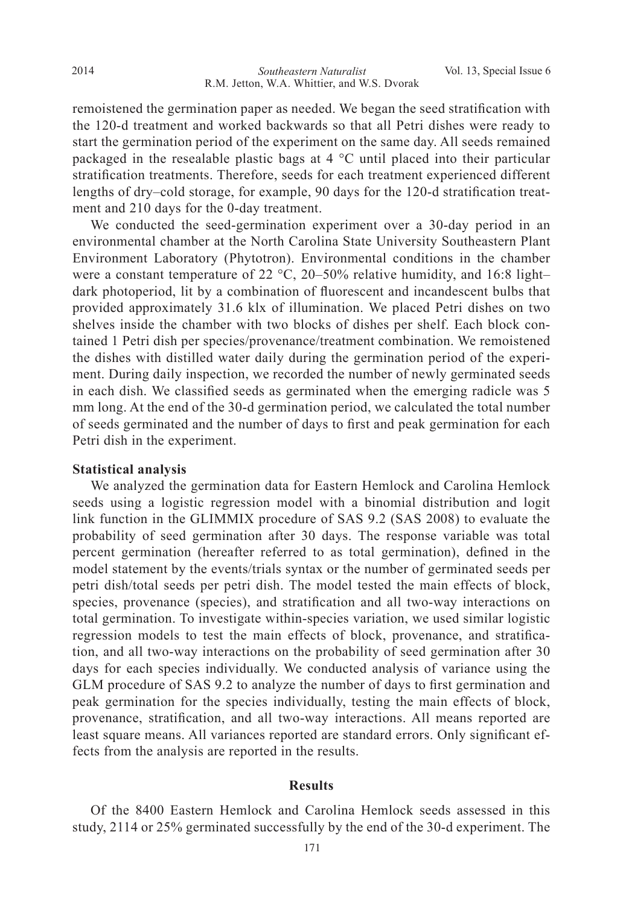remoistened the germination paper as needed. We began the seed stratification with the 120-d treatment and worked backwards so that all Petri dishes were ready to start the germination period of the experiment on the same day. All seeds remained packaged in the resealable plastic bags at 4 °C until placed into their particular stratification treatments. Therefore, seeds for each treatment experienced different lengths of dry–cold storage, for example, 90 days for the 120-d stratification treatment and 210 days for the 0-day treatment.

We conducted the seed-germination experiment over a 30-day period in an environmental chamber at the North Carolina State University Southeastern Plant Environment Laboratory (Phytotron). Environmental conditions in the chamber were a constant temperature of 22 °C, 20–50% relative humidity, and 16:8 light–dark photoperiod, lit by a combination of fluorescent and incandescent bulbs that provided approximately 31.6 klx of illumination. We placed Petri dishes on two shelves inside the chamber with two blocks of dishes per shelf. Each block contained 1 Petri dish per species/provenance/treatment combination. We remoistened the dishes with distilled water daily during the germination period of the experiment. During daily inspection, we recorded the number of newly germinated seeds in each dish. We classified seeds as germinated when the emerging radicle was 5 mm long. At the end of the 30-d germination period, we calculated the total number of seeds germinated and the number of days to first and peak germination for each Petri dish in the experiment.

### Statistical analysis

We analyzed the germination data for Eastern Hemlock and Carolina Hemlock seeds using a logistic regression model with a binomial distribution and logit link function in the GLIMMIX procedure of SAS 9.2 (SAS 2008) to evaluate the probability of seed germination after 30 days. The response variable was total percent germination (hereafter referred to as total germination), defined in the model statement by the events/trials syntax or the number of germinated seeds per petri dish/total seeds per petri dish. The model tested the main effects of block, species, provenance (species), and stratification and all two-way interactions on total germination. To investigate within-species variation, we used similar logistic regression models to test the main effects of block, provenance, and stratification, and all two-way interactions on the probability of seed germination after 30 days for each species individually. We conducted analysis of variance using the GLM procedure of SAS 9.2 to analyze the number of days to first germination and peak germination for the species individually, testing the main effects of block, provenance, stratification, and all two-way interactions. All means reported are least square means. All variances reported are standard errors. Only significant effects from the analysis are reported in the results.

## Results

Of the 8400 Eastern Hemlock and Carolina Hemlock seeds assessed in this study, 2114 or 25% germinated successfully by the end of the 30-d experiment. The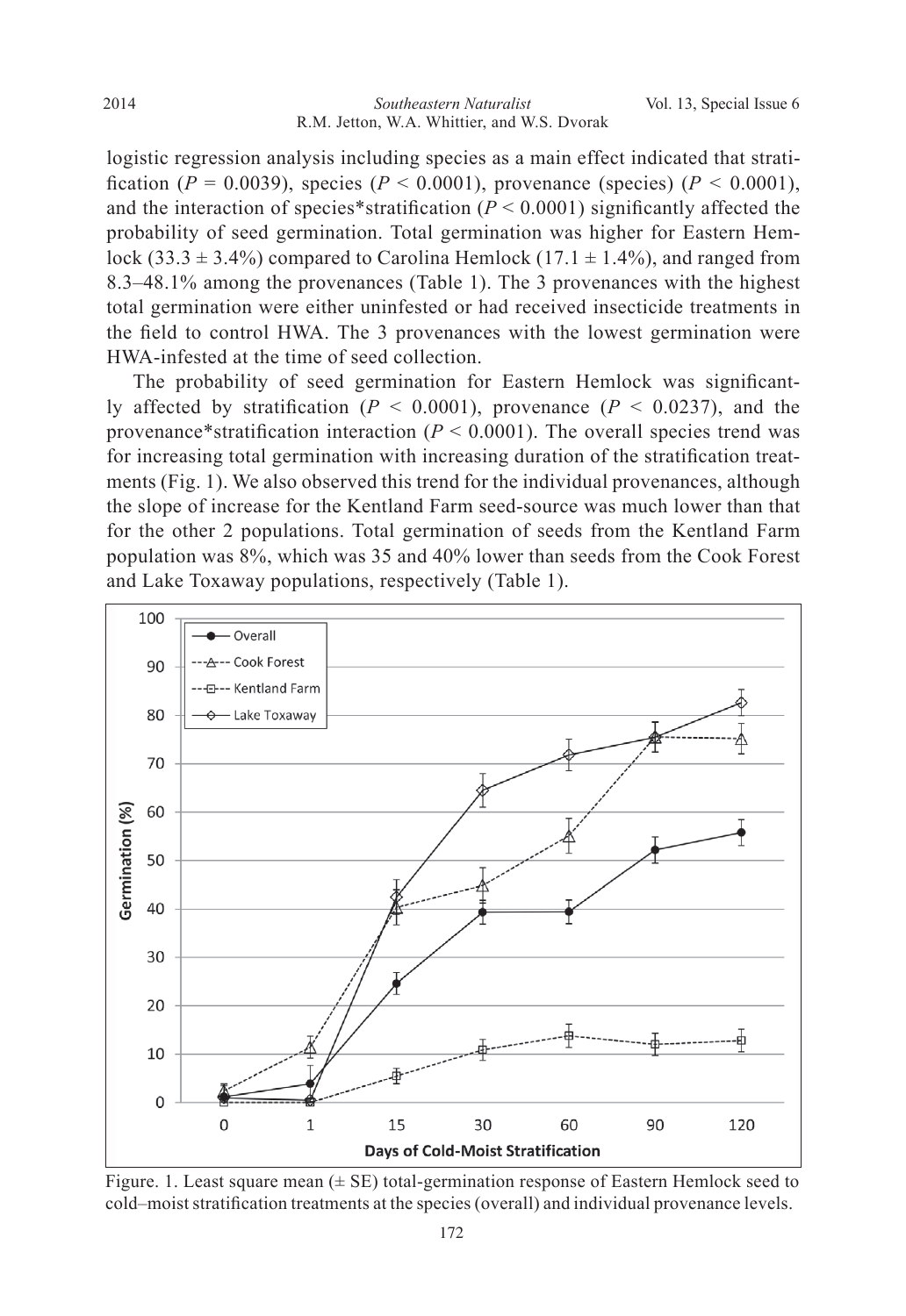logistic regression analysis including species as a main effect indicated that stratification ($P = 0.0039$), species ($P < 0.0001$), provenance (species) ($P < 0.0001$), and the interaction of species*stratification ($P < 0.0001$) significantly affected the probability of seed germination. Total germination was higher for Eastern Hemlock (33.3 ± 3.4%) compared to Carolina Hemlock (17.1 ± 1.4%), and ranged from 8.3–48.1% among the provenances (Table 1). The 3 provenances with the highest total germination were either uninfested or had received insecticide treatments in the field to control HWA. The 3 provenances with the lowest germination were HWA-infested at the time of seed collection.

The probability of seed germination for Eastern Hemlock was significantly affected by stratification ($P < 0.0001$), provenance ($P < 0.0237$), and the provenance*stratification interaction ($P < 0.0001$). The overall species trend was for increasing total germination with increasing duration of the stratification treatments (Fig. 1). We also observed this trend for the individual provenances, although the slope of increase for the Kentland Farm seed-source was much lower than that for the other 2 populations. Total germination of seeds from the Kentland Farm population was 8%, which was 35 and 40% lower than seeds from the Cook Forest and Lake Toxaway populations, respectively (Table 1).

Figure. 1. Least square mean (± SE) total-germination response of Eastern Hemlock seed to cold–moist stratification treatments at the species (overall) and individual provenance levels.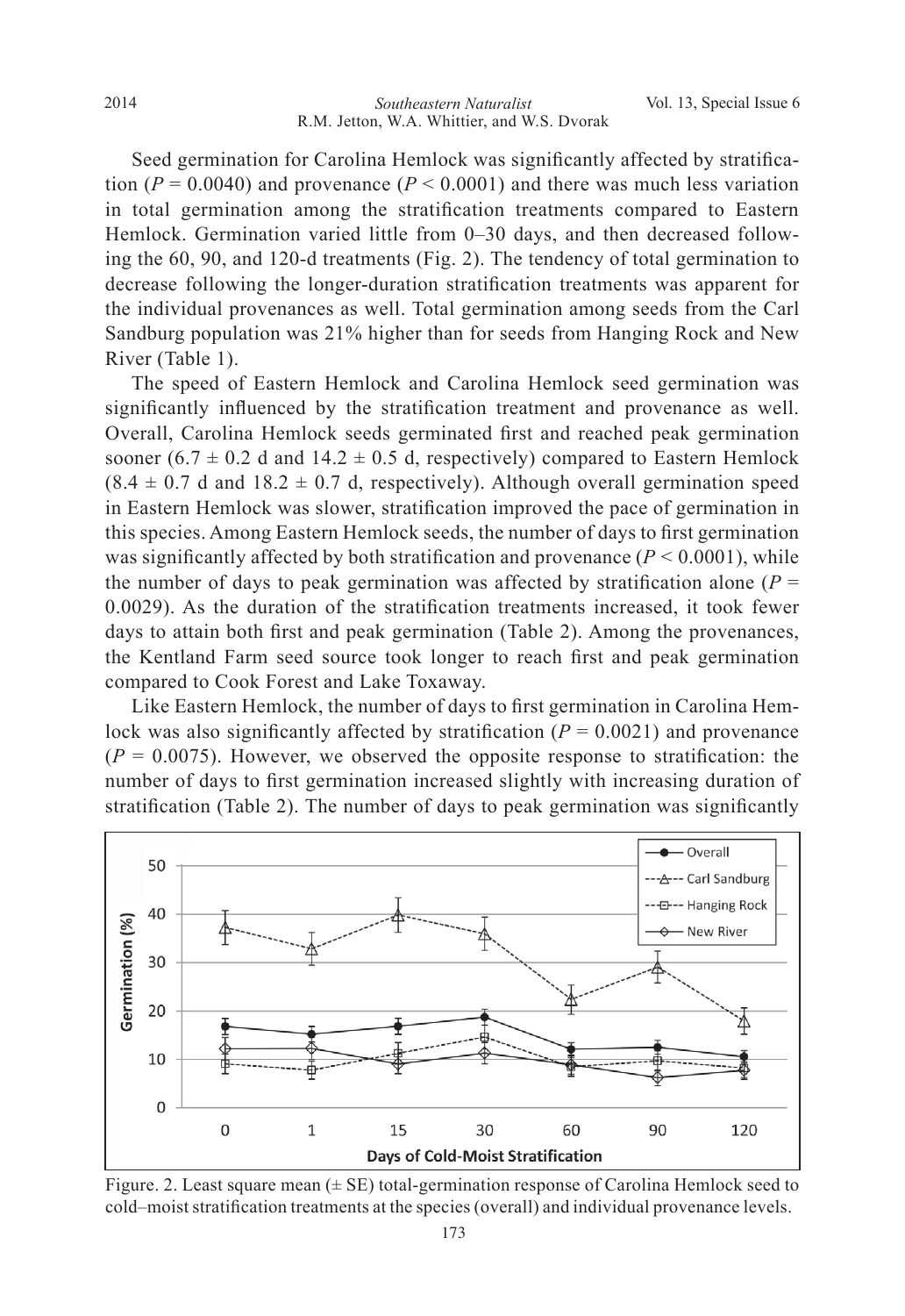Seed germination for Carolina Hemlock was significantly affected by stratification ($P = 0.0040$) and provenance ($P < 0.0001$) and there was much less variation in total germination among the stratification treatments compared to Eastern Hemlock. Germination varied little from 0–30 days, and then decreased following the 60, 90, and 120-d treatments (Fig. 2). The tendency of total germination to decrease following the longer-duration stratification treatments was apparent for the individual provenances as well. Total germination among seeds from the Carl Sandburg population was 21% higher than for seeds from Hanging Rock and New River (Table 1).

The speed of Eastern Hemlock and Carolina Hemlock seed germination was significantly influenced by the stratification treatment and provenance as well. Overall, Carolina Hemlock seeds germinated first and reached peak germination sooner ($6.7 \pm 0.2$ d and $14.2 \pm 0.5$ d, respectively) compared to Eastern Hemlock ($8.4 \pm 0.7$ d and $18.2 \pm 0.7$ d, respectively). Although overall germination speed in Eastern Hemlock was slower, stratification improved the pace of germination in this species. Among Eastern Hemlock seeds, the number of days to first germination was significantly affected by both stratification and provenance ($P < 0.0001$), while the number of days to peak germination was affected by stratification alone ($P = 0.0029$). As the duration of the stratification treatments increased, it took fewer days to attain both first and peak germination (Table 2). Among the provenances, the Kentland Farm seed source took longer to reach first and peak germination compared to Cook Forest and Lake Toxaway.

Like Eastern Hemlock, the number of days to first germination in Carolina Hemlock was also significantly affected by stratification ($P = 0.0021$) and provenance ($P = 0.0075$). However, we observed the opposite response to stratification: the number of days to first germination increased slightly with increasing duration of stratification (Table 2). The number of days to peak germination was significantly

Figure. 2. Least square mean (± SE) total-germination response of Carolina Hemlock seed to cold–moist stratification treatments at the species (overall) and individual provenance levels.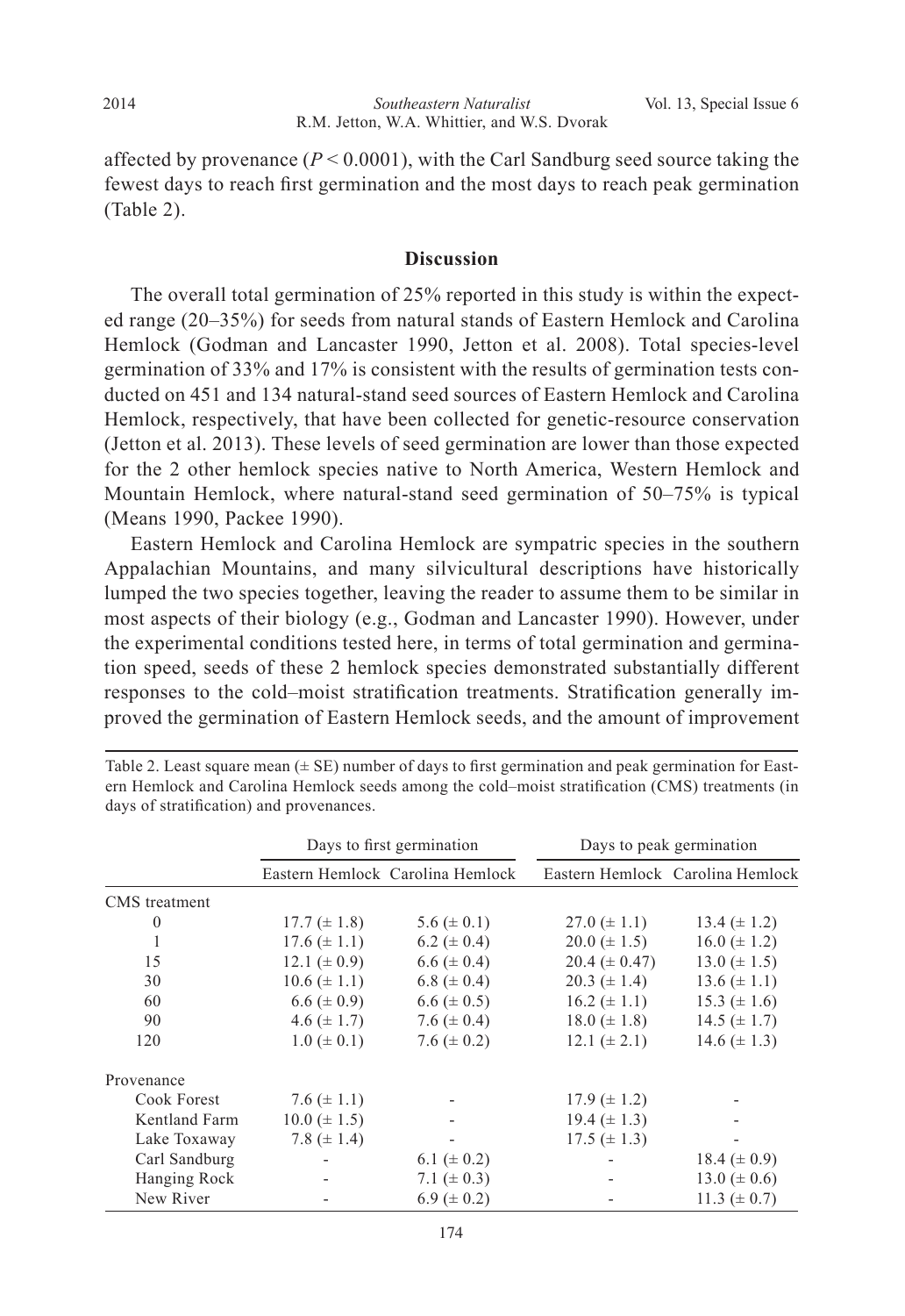affected by provenance ($P < 0.0001$), with the Carl Sandburg seed source taking the fewest days to reach first germination and the most days to reach peak germination (Table 2).

## Discussion

The overall total germination of 25% reported in this study is within the expected range (20–35%) for seeds from natural stands of Eastern Hemlock and Carolina Hemlock (Godman and Lancaster 1990, Jetton et al. 2008). Total species-level germination of 33% and 17% is consistent with the results of germination tests conducted on 451 and 134 natural-stand seed sources of Eastern Hemlock and Carolina Hemlock, respectively, that have been collected for genetic-resource conservation (Jetton et al. 2013). These levels of seed germination are lower than those expected for the 2 other hemlock species native to North America, Western Hemlock and Mountain Hemlock, where natural-stand seed germination of 50–75% is typical (Means 1990, Packee 1990).

Eastern Hemlock and Carolina Hemlock are sympatric species in the southern Appalachian Mountains, and many silvicultural descriptions have historically lumped the two species together, leaving the reader to assume them to be similar in most aspects of their biology (e.g., Godman and Lancaster 1990). However, under the experimental conditions tested here, in terms of total germination and germination speed, seeds of these 2 hemlock species demonstrated substantially different responses to the cold–moist stratification treatments. Stratification generally improved the germination of Eastern Hemlock seeds, and the amount of improvement

Table 2. Least square mean (± SE) number of days to first germination and peak germination for Eastern Hemlock and Carolina Hemlock seeds among the cold–moist stratification (CMS) treatments (in days of stratification) and provenances.

| | Days to first germination | | Days to peak germination | |
|---|---|---|---|---|
| | Eastern Hemlock | Carolina Hemlock | Eastern Hemlock | Carolina Hemlock |
| CMS treatment | | | | |
| 0 | 17.7 (± 1.8) | 5.6 (± 0.1) | 27.0 (± 1.1) | 13.4 (± 1.2) |
| 1 | 17.6 (± 1.1) | 6.2 (± 0.4) | 20.0 (± 1.5) | 16.0 (± 1.2) |
| 15 | 12.1 (± 0.9) | 6.6 (± 0.4) | 20.4 (± 0.47) | 13.0 (± 1.5) |
| 30 | 10.6 (± 1.1) | 6.8 (± 0.4) | 20.3 (± 1.4) | 13.6 (± 1.1) |
| 60 | 6.6 (± 0.9) | 6.6 (± 0.5) | 16.2 (± 1.1) | 15.3 (± 1.6) |
| 90 | 4.6 (± 1.7) | 7.6 (± 0.4) | 18.0 (± 1.8) | 14.5 (± 1.7) |
| 120 | 1.0 (± 0.1) | 7.6 (± 0.2) | 12.1 (± 2.1) | 14.6 (± 1.3) |
| Provenance | | | | |
| Cook Forest | 7.6 (± 1.1) | - | 17.9 (± 1.2) | - |
| Kentland Farm | 10.0 (± 1.5) | - | 19.4 (± 1.3) | - |
| Lake Toxaway | 7.8 (± 1.4) | - | 17.5 (± 1.3) | - |
| Carl Sandburg | - | 6.1 (± 0.2) | - | 18.4 (± 0.9) |
| Hanging Rock | - | 7.1 (± 0.3) | - | 13.0 (± 0.6) |
| New River | - | 6.9 (± 0.2) | - | 11.3 (± 0.7) |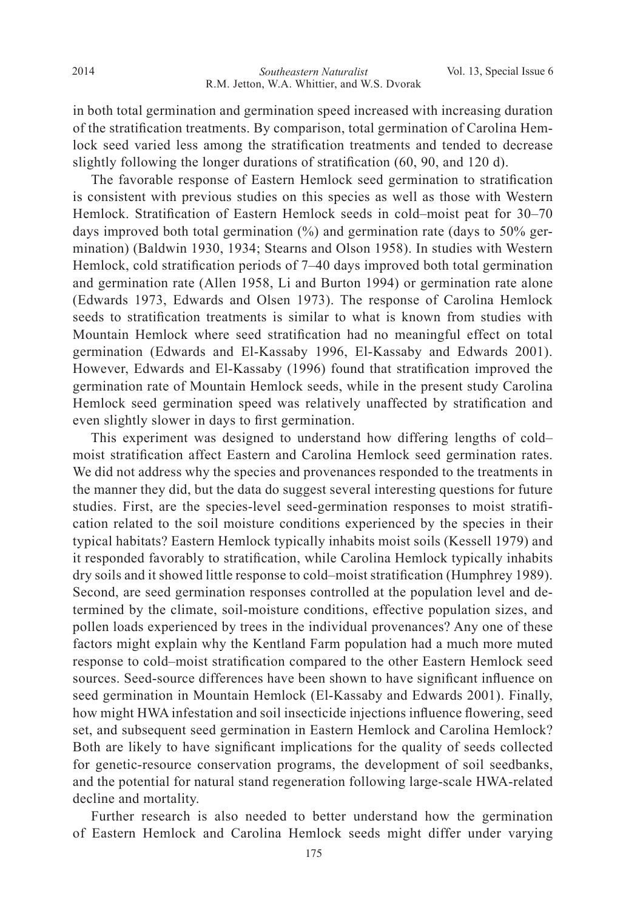in both total germination and germination speed increased with increasing duration of the stratification treatments. By comparison, total germination of Carolina Hemlock seed varied less among the stratification treatments and tended to decrease slightly following the longer durations of stratification (60, 90, and 120 d).

The favorable response of Eastern Hemlock seed germination to stratification is consistent with previous studies on this species as well as those with Western Hemlock. Stratification of Eastern Hemlock seeds in cold–moist peat for 30–70 days improved both total germination (%) and germination rate (days to 50% germination) (Baldwin 1930, 1934; Stearns and Olson 1958). In studies with Western Hemlock, cold stratification periods of 7–40 days improved both total germination and germination rate (Allen 1958, Li and Burton 1994) or germination rate alone (Edwards 1973, Edwards and Olsen 1973). The response of Carolina Hemlock seeds to stratification treatments is similar to what is known from studies with Mountain Hemlock where seed stratification had no meaningful effect on total germination (Edwards and El-Kassaby 1996, El-Kassaby and Edwards 2001). However, Edwards and El-Kassaby (1996) found that stratification improved the germination rate of Mountain Hemlock seeds, while in the present study Carolina Hemlock seed germination speed was relatively unaffected by stratification and even slightly slower in days to first germination.

This experiment was designed to understand how differing lengths of cold–moist stratification affect Eastern and Carolina Hemlock seed germination rates. We did not address why the species and provenances responded to the treatments in the manner they did, but the data do suggest several interesting questions for future studies. First, are the species-level seed-germination responses to moist stratification related to the soil moisture conditions experienced by the species in their typical habitats? Eastern Hemlock typically inhabits moist soils (Kessell 1979) and it responded favorably to stratification, while Carolina Hemlock typically inhabits dry soils and it showed little response to cold–moist stratification (Humphrey 1989). Second, are seed germination responses controlled at the population level and determined by the climate, soil-moisture conditions, effective population sizes, and pollen loads experienced by trees in the individual provenances? Any one of these factors might explain why the Kentland Farm population had a much more muted response to cold–moist stratification compared to the other Eastern Hemlock seed sources. Seed-source differences have been shown to have significant influence on seed germination in Mountain Hemlock (El-Kassaby and Edwards 2001). Finally, how might HWA infestation and soil insecticide injections influence flowering, seed set, and subsequent seed germination in Eastern Hemlock and Carolina Hemlock? Both are likely to have significant implications for the quality of seeds collected for genetic-resource conservation programs, the development of soil seedbanks, and the potential for natural stand regeneration following large-scale HWA-related decline and mortality.

Further research is also needed to better understand how the germination of Eastern Hemlock and Carolina Hemlock seeds might differ under varying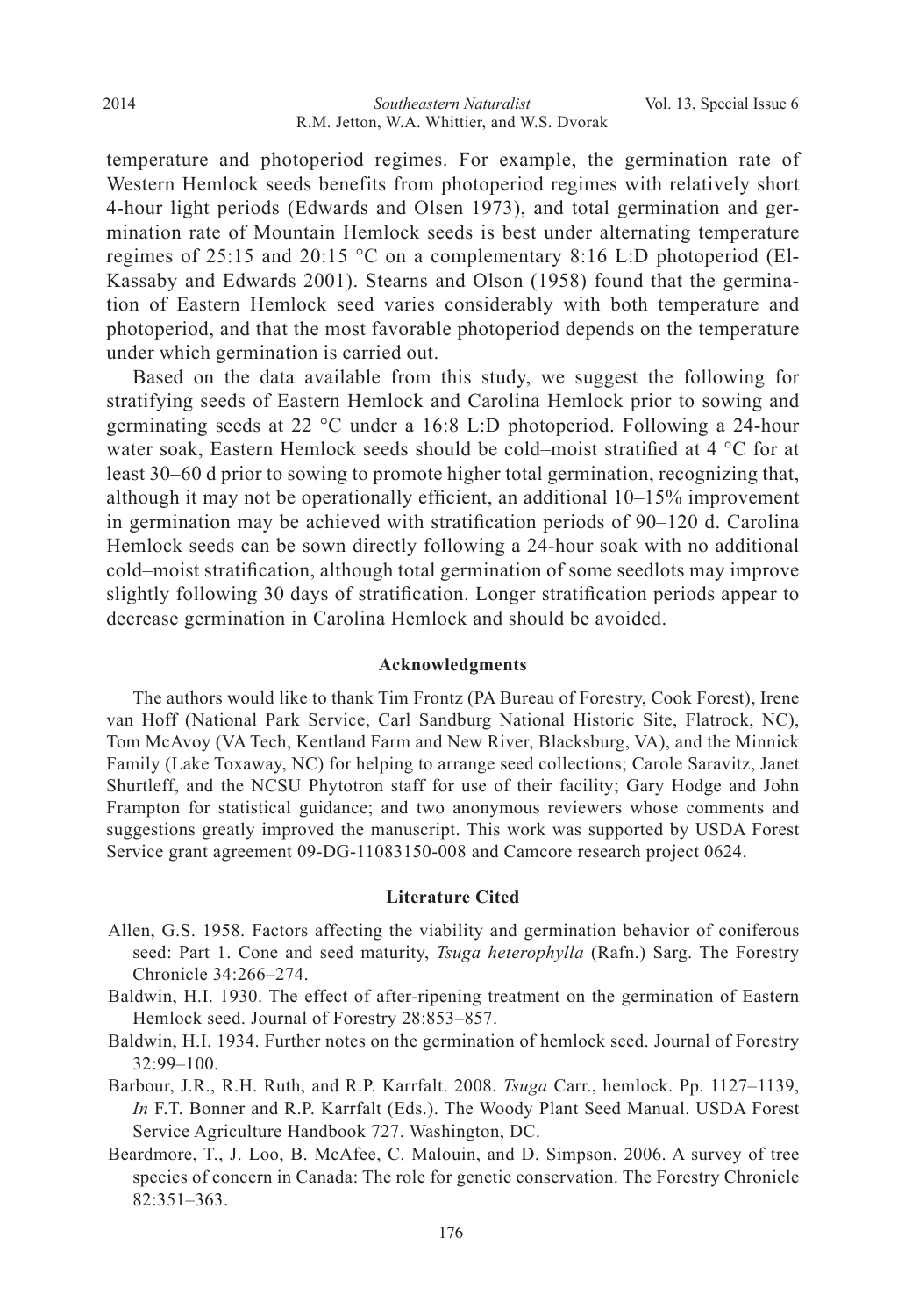temperature and photoperiod regimes. For example, the germination rate of Western Hemlock seeds benefits from photoperiod regimes with relatively short 4-hour light periods (Edwards and Olsen 1973), and total germination and germination rate of Mountain Hemlock seeds is best under alternating temperature regimes of 25:15 and 20:15 °C on a complementary 8:16 L:D photoperiod (El-Kassaby and Edwards 2001). Stearns and Olson (1958) found that the germination of Eastern Hemlock seed varies considerably with both temperature and photoperiod, and that the most favorable photoperiod depends on the temperature under which germination is carried out.

Based on the data available from this study, we suggest the following for stratifying seeds of Eastern Hemlock and Carolina Hemlock prior to sowing and germinating seeds at 22 °C under a 16:8 L:D photoperiod. Following a 24-hour water soak, Eastern Hemlock seeds should be cold–moist stratified at 4 °C for at least 30–60 d prior to sowing to promote higher total germination, recognizing that, although it may not be operationally efficient, an additional 10–15% improvement in germination may be achieved with stratification periods of 90–120 d. Carolina Hemlock seeds can be sown directly following a 24-hour soak with no additional cold–moist stratification, although total germination of some seedlots may improve slightly following 30 days of stratification. Longer stratification periods appear to decrease germination in Carolina Hemlock and should be avoided.

## Acknowledgments

The authors would like to thank Tim Frontz (PA Bureau of Forestry, Cook Forest), Irene van Hoff (National Park Service, Carl Sandburg National Historic Site, Flatrock, NC), Tom McAvoy (VA Tech, Kentland Farm and New River, Blacksburg, VA), and the Minnick Family (Lake Toxaway, NC) for helping to arrange seed collections; Carole Saravitz, Janet Shurtleff, and the NCSU Phytotron staff for use of their facility; Gary Hodge and John Frampton for statistical guidance; and two anonymous reviewers whose comments and suggestions greatly improved the manuscript. This work was supported by USDA Forest Service grant agreement 09-DG-11083150-008 and Camcore research project 0624.

## Literature Cited

Allen, G.S. 1958. Factors affecting the viability and germination behavior of coniferous seed: Part 1. Cone and seed maturity, *Tsuga heterophylla* (Rafn.) Sarg. The Forestry Chronicle 34:266–274.

Baldwin, H.I. 1930. The effect of after-ripening treatment on the germination of Eastern Hemlock seed. Journal of Forestry 28:853–857.

Baldwin, H.I. 1934. Further notes on the germination of hemlock seed. Journal of Forestry 32:99–100.

Barbour, J.R., R.H. Ruth, and R.P. Karrfalt. 2008. *Tsuga* Carr., hemlock. Pp. 1127–1139, *In* F.T. Bonner and R.P. Karrfalt (Eds.). The Woody Plant Seed Manual. USDA Forest Service Agriculture Handbook 727. Washington, DC.

Beardmore, T., J. Loo, B. McAfee, C. Malouin, and D. Simpson. 2006. A survey of tree species of concern in Canada: The role for genetic conservation. The Forestry Chronicle 82:351–363.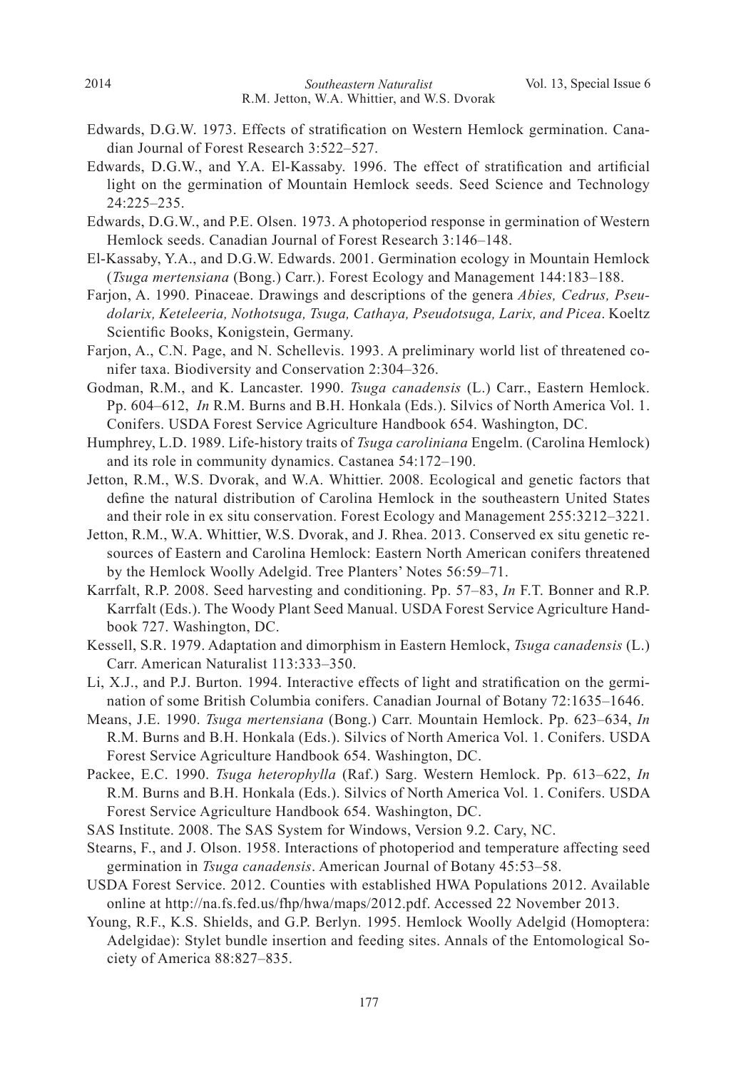Edwards, D.G.W. 1973. Effects of stratification on Western Hemlock germination. Canadian Journal of Forest Research 3:522–527.

Edwards, D.G.W., and Y.A. El-Kassaby. 1996. The effect of stratification and artificial light on the germination of Mountain Hemlock seeds. Seed Science and Technology 24:225–235.

Edwards, D.G.W., and P.E. Olsen. 1973. A photoperiod response in germination of Western Hemlock seeds. Canadian Journal of Forest Research 3:146–148.

El-Kassaby, Y.A., and D.G.W. Edwards. 2001. Germination ecology in Mountain Hemlock (*Tsuga mertensiana* (Bong.) Carr.). Forest Ecology and Management 144:183–188.

Farjon, A. 1990. Pinaceae. Drawings and descriptions of the genera *Abies, Cedrus, Pseudolarix, Keteleeria, Nothotsuga, Tsuga, Cathaya, Pseudotsuga, Larix, and Picea*. Koeltz Scientific Books, Konigstein, Germany.

Farjon, A., C.N. Page, and N. Schellevis. 1993. A preliminary world list of threatened conifer taxa. Biodiversity and Conservation 2:304–326.

Godman, R.M., and K. Lancaster. 1990. *Tsuga canadensis* (L.) Carr., Eastern Hemlock. Pp. 604–612, *In* R.M. Burns and B.H. Honkala (Eds.). Silvics of North America Vol. 1. Conifers. USDA Forest Service Agriculture Handbook 654. Washington, DC.

Humphrey, L.D. 1989. Life-history traits of *Tsuga caroliniana* Engelm. (Carolina Hemlock) and its role in community dynamics. Castanea 54:172–190.

Jetton, R.M., W.S. Dvorak, and W.A. Whittier. 2008. Ecological and genetic factors that define the natural distribution of Carolina Hemlock in the southeastern United States and their role in ex situ conservation. Forest Ecology and Management 255:3212–3221.

Jetton, R.M., W.A. Whittier, W.S. Dvorak, and J. Rhea. 2013. Conserved ex situ genetic resources of Eastern and Carolina Hemlock: Eastern North American conifers threatened by the Hemlock Woolly Adelgid. Tree Planters' Notes 56:59–71.

Karrfalt, R.P. 2008. Seed harvesting and conditioning. Pp. 57–83, *In* F.T. Bonner and R.P. Karrfalt (Eds.). The Woody Plant Seed Manual. USDA Forest Service Agriculture Handbook 727. Washington, DC.

Kessell, S.R. 1979. Adaptation and dimorphism in Eastern Hemlock, *Tsuga canadensis* (L.) Carr. American Naturalist 113:333–350.

Li, X.J., and P.J. Burton. 1994. Interactive effects of light and stratification on the germination of some British Columbia conifers. Canadian Journal of Botany 72:1635–1646.

Means, J.E. 1990. *Tsuga mertensiana* (Bong.) Carr. Mountain Hemlock. Pp. 623–634, *In* R.M. Burns and B.H. Honkala (Eds.). Silvics of North America Vol. 1. Conifers. USDA Forest Service Agriculture Handbook 654. Washington, DC.

Packee, E.C. 1990. *Tsuga heterophylla* (Raf.) Sarg. Western Hemlock. Pp. 613–622, *In* R.M. Burns and B.H. Honkala (Eds.). Silvics of North America Vol. 1. Conifers. USDA Forest Service Agriculture Handbook 654. Washington, DC.

SAS Institute. 2008. The SAS System for Windows, Version 9.2. Cary, NC.

Stearns, F., and J. Olson. 1958. Interactions of photoperiod and temperature affecting seed germination in *Tsuga canadensis*. American Journal of Botany 45:53–58.

USDA Forest Service. 2012. Counties with established HWA Populations 2012. Available online at http://na.fs.fed.us/fhp/hwa/maps/2012.pdf. Accessed 22 November 2013.

Young, R.F., K.S. Shields, and G.P. Berlyn. 1995. Hemlock Woolly Adelgid (Homoptera: Adelgidae): Stylet bundle insertion and feeding sites. Annals of the Entomological Society of America 88:827–835.